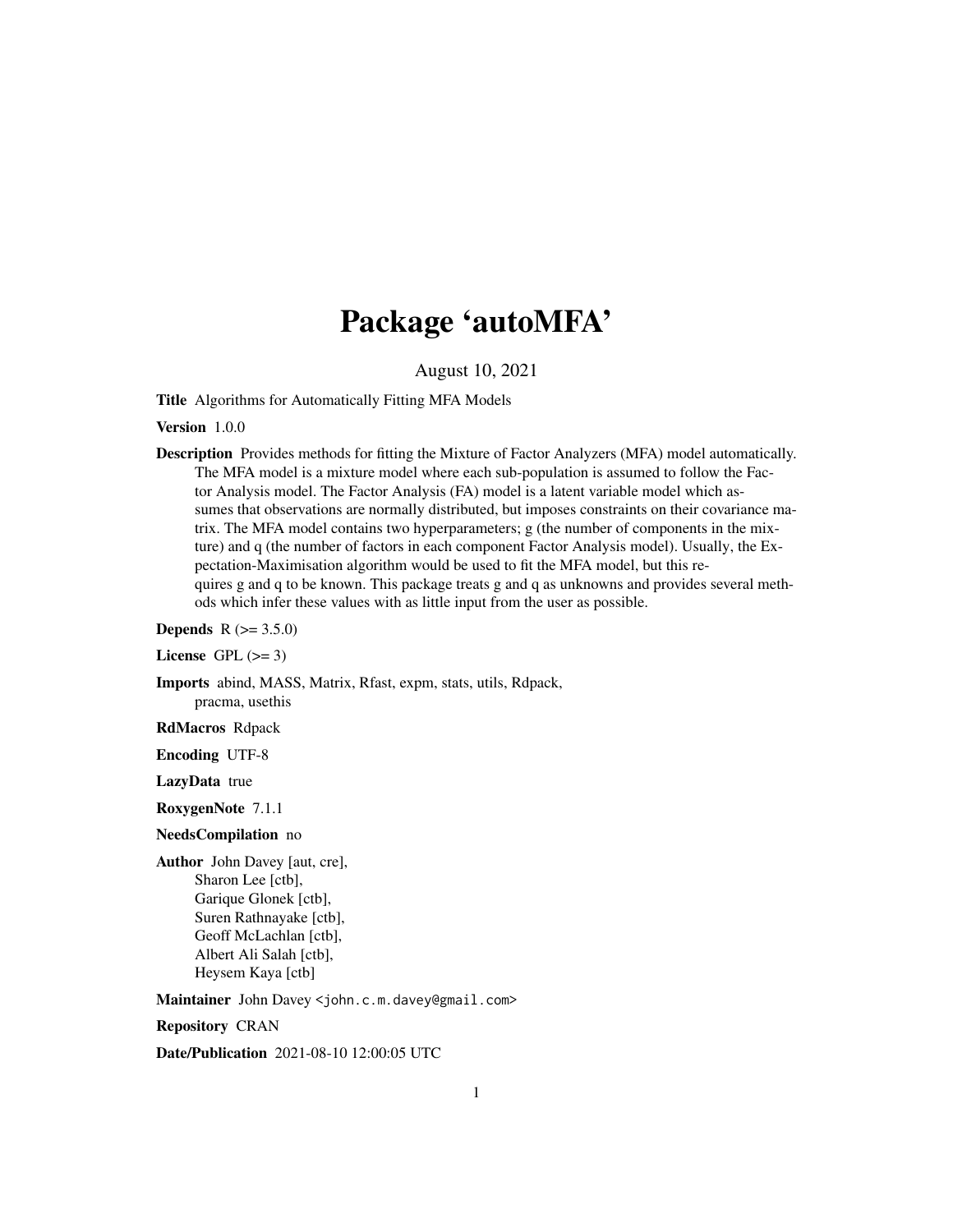# Package 'autoMFA'

August 10, 2021

**Title** Algorithms for Automatically Fitting MFA Models

**Version** 1.0.0

**Description** Provides methods for fitting the Mixture of Factor Analyzers (MFA) model automatically. The MFA model is a mixture model where each sub-population is assumed to follow the Factor Analysis model. The Factor Analysis (FA) model is a latent variable model which assumes that observations are normally distributed, but imposes constraints on their covariance matrix. The MFA model contains two hyperparameters; g (the number of components in the mixture) and q (the number of factors in each component Factor Analysis model). Usually, the Expectation-Maximisation algorithm would be used to fit the MFA model, but this requires g and q to be known. This package treats g and q as unknowns and provides several methods which infer these values with as little input from the user as possible.

**Depends** R (>= 3.5.0)

**License** GPL (>= 3)

**Imports** abind, MASS, Matrix, Rfast, expm, stats, utils, Rdpack, pracma, usethis

**RdMacros** Rdpack

**Encoding** UTF-8

**LazyData** true

**RoxygenNote** 7.1.1

**NeedsCompilation** no

**Author** John Davey [aut, cre],
Sharon Lee [ctb],
Garique Glonek [ctb],
Suren Rathnayake [ctb],
Geoff McLachlan [ctb],
Albert Ali Salah [ctb],
Heysem Kaya [ctb]

**Maintainer** John Davey <john.c.m.davey@gmail.com>

**Repository** CRAN

**Date/Publication** 2021-08-10 12:00:05 UTC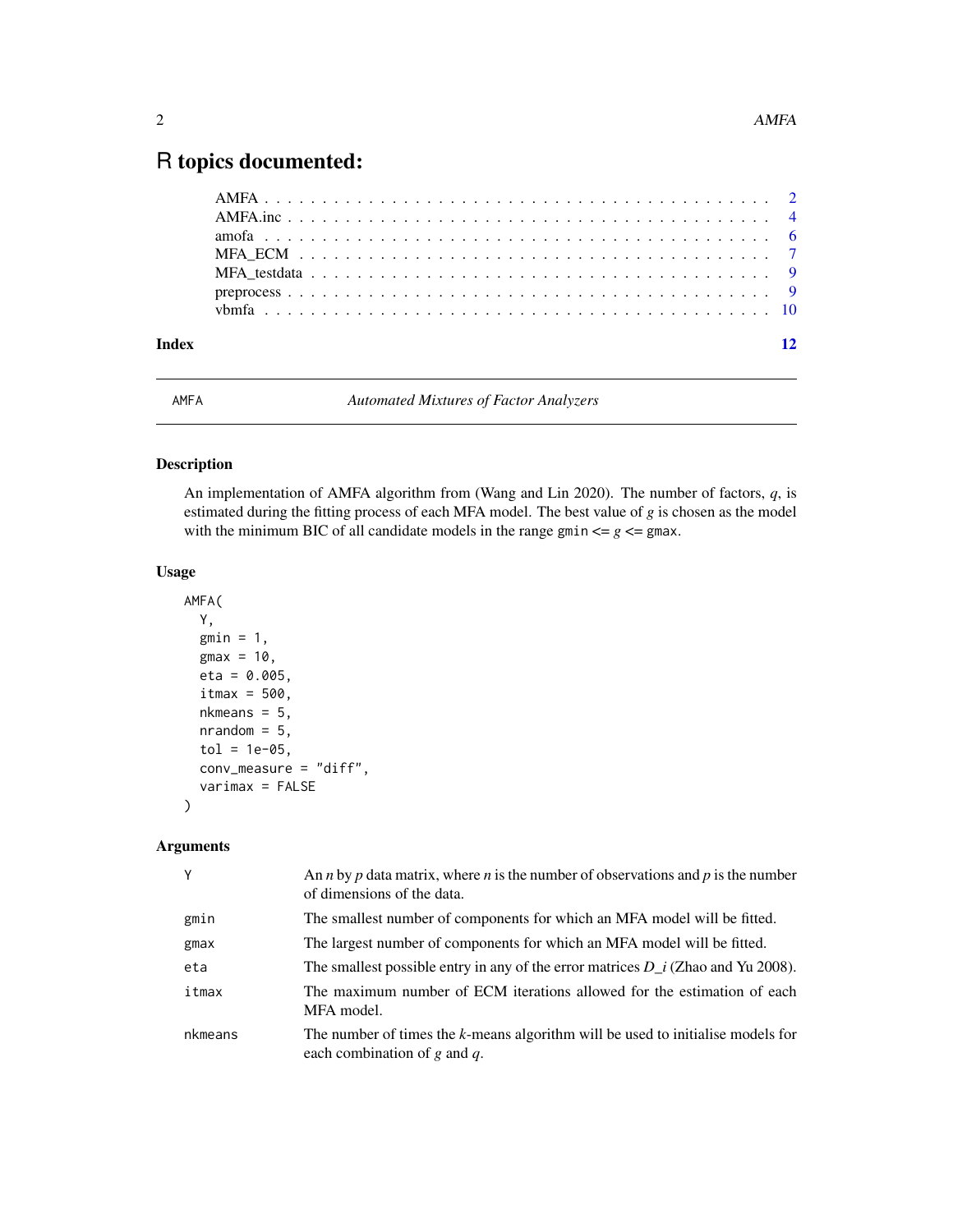# R topics documented:

| | |
|---|---|
| AMFA | 2 |
| AMFA.inc | 4 |
| amofa | 6 |
| MFA_ECM | 7 |
| MFA_testdata | 9 |
| preprocess | 9 |
| vbmfa | 10 |

**Index** **12**

---

AMFA *Automated Mixtures of Factor Analyzers*

---

## Description

An implementation of AMFA algorithm from (Wang and Lin 2020). The number of factors, $q$, is estimated during the fitting process of each MFA model. The best value of $g$ is chosen as the model with the minimum BIC of all candidate models in the range gmin <= $g$ <= gmax.

## Usage

```
AMFA(
  Y,
  gmin = 1,
  gmax = 10,
  eta = 0.005,
  itmax = 500,
  nkmeans = 5,
  nrandom = 5,
  tol = 1e-05,
  conv_measure = "diff",
  varimax = FALSE
)
```

## Arguments

| | |
|---|---|
| Y | An $n$ by $p$ data matrix, where $n$ is the number of observations and $p$ is the number of dimensions of the data. |
| gmin | The smallest number of components for which an MFA model will be fitted. |
| gmax | The largest number of components for which an MFA model will be fitted. |
| eta | The smallest possible entry in any of the error matrices $D_i$ (Zhao and Yu 2008). |
| itmax | The maximum number of ECM iterations allowed for the estimation of each MFA model. |
| nkmeans | The number of times the $k$-means algorithm will be used to initialise models for each combination of $g$ and $q$. |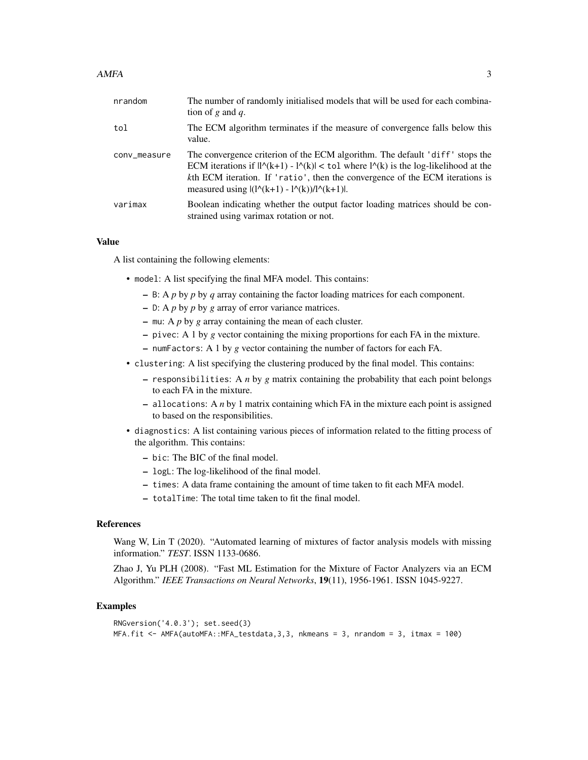| | |
|---|---|
| nrandom | The number of randomly initialised models that will be used for each combination of *g* and *q*. |
| tol | The ECM algorithm terminates if the measure of convergence falls below this value. |
| conv_measure | The convergence criterion of the ECM algorithm. The default 'diff' stops the ECM iterations if $\|l^{(k+1)} - l^{(k)}\| <$ tol where $l^{(k)}$ is the log-likelihood at the *k*th ECM iteration. If 'ratio', then the convergence of the ECM iterations is measured using $\|(l^{(k+1)} - l^{(k)})/l^{(k+1)}\|$. |
| varimax | Boolean indicating whether the output factor loading matrices should be constrained using varimax rotation or not. |

### Value

A list containing the following elements:

- model: A list specifying the final MFA model. This contains:
  - B: A *p* by *p* by *q* array containing the factor loading matrices for each component.
  - D: A *p* by *p* by *g* array of error variance matrices.
  - mu: A *p* by *g* array containing the mean of each cluster.
  - pivec: A 1 by *g* vector containing the mixing proportions for each FA in the mixture.
  - numFactors: A 1 by *g* vector containing the number of factors for each FA.
- clustering: A list specifying the clustering produced by the final model. This contains:
  - responsibilities: A *n* by *g* matrix containing the probability that each point belongs to each FA in the mixture.
  - allocations: A *n* by 1 matrix containing which FA in the mixture each point is assigned to based on the responsibilities.
- diagnostics: A list containing various pieces of information related to the fitting process of the algorithm. This contains:
  - bic: The BIC of the final model.
  - logL: The log-likelihood of the final model.
  - times: A data frame containing the amount of time taken to fit each MFA model.
  - totalTime: The total time taken to fit the final model.

### References

Wang W, Lin T (2020). "Automated learning of mixtures of factor analysis models with missing information." *TEST*. ISSN 1133-0686.

Zhao J, Yu PLH (2008). "Fast ML Estimation for the Mixture of Factor Analyzers via an ECM Algorithm." *IEEE Transactions on Neural Networks*, **19**(11), 1956-1961. ISSN 1045-9227.

### Examples

```
RNGversion('4.0.3'); set.seed(3)
MFA.fit <- AMFA(autoMFA::MFA_testdata,3,3, nkmeans = 3, nrandom = 3, itmax = 100)
```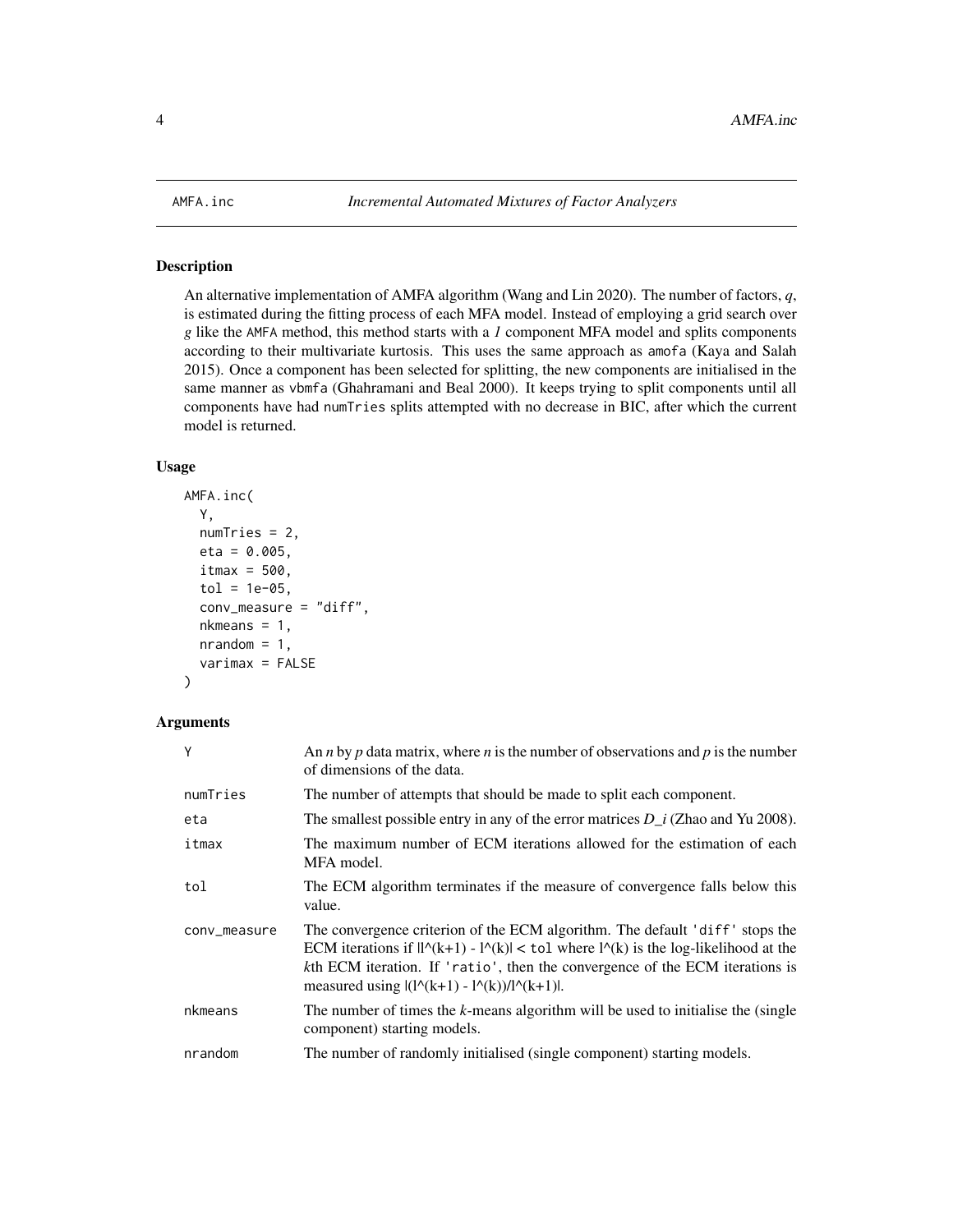AMFA.inc *Incremental Automated Mixtures of Factor Analyzers*

## Description

An alternative implementation of AMFA algorithm (Wang and Lin 2020). The number of factors, $q$, is estimated during the fitting process of each MFA model. Instead of employing a grid search over $g$ like the AMFA method, this method starts with a *1* component MFA model and splits components according to their multivariate kurtosis. This uses the same approach as amofa (Kaya and Salah 2015). Once a component has been selected for splitting, the new components are initialised in the same manner as vbmfa (Ghahramani and Beal 2000). It keeps trying to split components until all components have had numTries splits attempted with no decrease in BIC, after which the current model is returned.

## Usage

```
AMFA.inc(
  Y,
  numTries = 2,
  eta = 0.005,
  itmax = 500,
  tol = 1e-05,
  conv_measure = "diff",
  nkmeans = 1,
  nrandom = 1,
  varimax = FALSE
)
```

## Arguments

| | |
|---|---|
| Y | An $n$ by $p$ data matrix, where $n$ is the number of observations and $p$ is the number of dimensions of the data. |
| numTries | The number of attempts that should be made to split each component. |
| eta | The smallest possible entry in any of the error matrices $D_i$ (Zhao and Yu 2008). |
| itmax | The maximum number of ECM iterations allowed for the estimation of each MFA model. |
| tol | The ECM algorithm terminates if the measure of convergence falls below this value. |
| conv_measure | The convergence criterion of the ECM algorithm. The default 'diff' stops the ECM iterations if $\|l^{(k+1)} - l^{(k)}\| <$ tol where $l^{(k)}$ is the log-likelihood at the $k$th ECM iteration. If 'ratio', then the convergence of the ECM iterations is measured using $\|(l^{(k+1)} - l^{(k)})/l^{(k+1)}\|$. |
| nkmeans | The number of times the $k$-means algorithm will be used to initialise the (single component) starting models. |
| nrandom | The number of randomly initialised (single component) starting models. |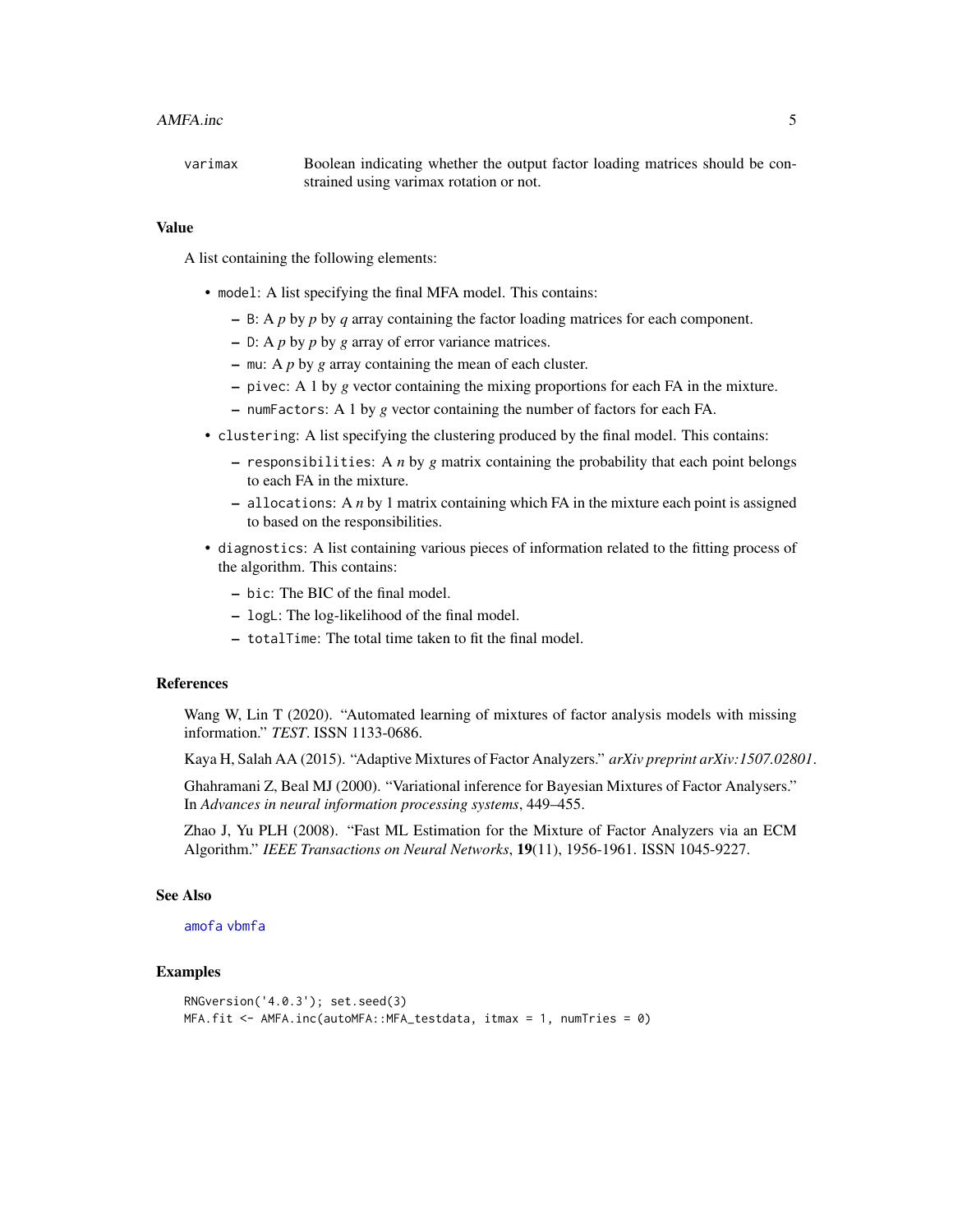varimax — Boolean indicating whether the output factor loading matrices should be constrained using varimax rotation or not.

## Value

A list containing the following elements:

- `model`: A list specifying the final MFA model. This contains:
  - `B`: A $p$ by $p$ by $q$ array containing the factor loading matrices for each component.
  - `D`: A $p$ by $p$ by $g$ array of error variance matrices.
  - `mu`: A $p$ by $g$ array containing the mean of each cluster.
  - `pivec`: A 1 by $g$ vector containing the mixing proportions for each FA in the mixture.
  - `numFactors`: A 1 by $g$ vector containing the number of factors for each FA.
- `clustering`: A list specifying the clustering produced by the final model. This contains:
  - `responsibilities`: A $n$ by $g$ matrix containing the probability that each point belongs to each FA in the mixture.
  - `allocations`: A $n$ by 1 matrix containing which FA in the mixture each point is assigned to based on the responsibilities.
- `diagnostics`: A list containing various pieces of information related to the fitting process of the algorithm. This contains:
  - `bic`: The BIC of the final model.
  - `logL`: The log-likelihood of the final model.
  - `totalTime`: The total time taken to fit the final model.

## References

Wang W, Lin T (2020). "Automated learning of mixtures of factor analysis models with missing information." *TEST*. ISSN 1133-0686.

Kaya H, Salah AA (2015). "Adaptive Mixtures of Factor Analyzers." *arXiv preprint arXiv:1507.02801*.

Ghahramani Z, Beal MJ (2000). "Variational inference for Bayesian Mixtures of Factor Analysers." In *Advances in neural information processing systems*, 449–455.

Zhao J, Yu PLH (2008). "Fast ML Estimation for the Mixture of Factor Analyzers via an ECM Algorithm." *IEEE Transactions on Neural Networks*, **19**(11), 1956-1961. ISSN 1045-9227.

## See Also

amofa vbmfa

## Examples

```
RNGversion('4.0.3'); set.seed(3)
MFA.fit <- AMFA.inc(autoMFA::MFA_testdata, itmax = 1, numTries = 0)
```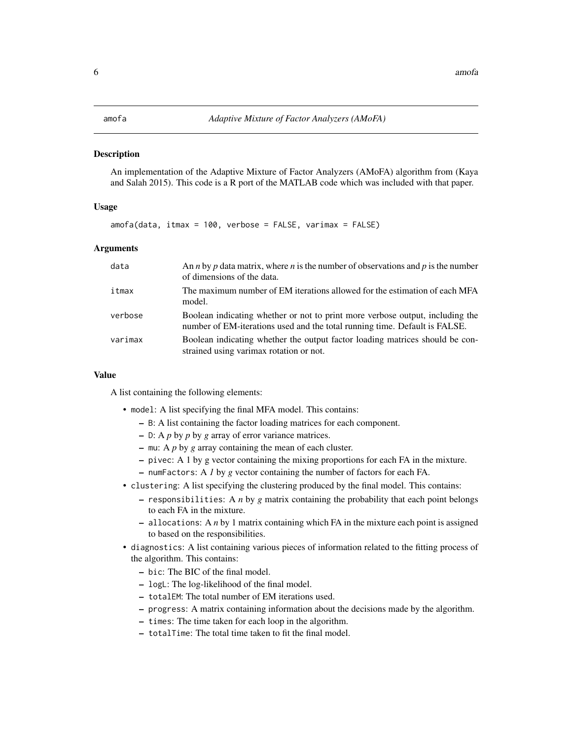# amofa — *Adaptive Mixture of Factor Analyzers (AMoFA)*

## Description

An implementation of the Adaptive Mixture of Factor Analyzers (AMoFA) algorithm from (Kaya and Salah 2015). This code is a R port of the MATLAB code which was included with that paper.

## Usage

```
amofa(data, itmax = 100, verbose = FALSE, varimax = FALSE)
```

## Arguments

| | |
|---|---|
| data | An $n$ by $p$ data matrix, where $n$ is the number of observations and $p$ is the number of dimensions of the data. |
| itmax | The maximum number of EM iterations allowed for the estimation of each MFA model. |
| verbose | Boolean indicating whether or not to print more verbose output, including the number of EM-iterations used and the total running time. Default is FALSE. |
| varimax | Boolean indicating whether the output factor loading matrices should be constrained using varimax rotation or not. |

## Value

A list containing the following elements:

- `model`: A list specifying the final MFA model. This contains:
  - `B`: A list containing the factor loading matrices for each component.
  - `D`: A $p$ by $p$ by $g$ array of error variance matrices.
  - `mu`: A $p$ by $g$ array containing the mean of each cluster.
  - `pivec`: A 1 by g vector containing the mixing proportions for each FA in the mixture.
  - `numFactors`: A $1$ by $g$ vector containing the number of factors for each FA.
- `clustering`: A list specifying the clustering produced by the final model. This contains:
  - `responsibilities`: A $n$ by $g$ matrix containing the probability that each point belongs to each FA in the mixture.
  - `allocations`: A $n$ by 1 matrix containing which FA in the mixture each point is assigned to based on the responsibilities.
- `diagnostics`: A list containing various pieces of information related to the fitting process of the algorithm. This contains:
  - `bic`: The BIC of the final model.
  - `logL`: The log-likelihood of the final model.
  - `totalEM`: The total number of EM iterations used.
  - `progress`: A matrix containing information about the decisions made by the algorithm.
  - `times`: The time taken for each loop in the algorithm.
  - `totalTime`: The total time taken to fit the final model.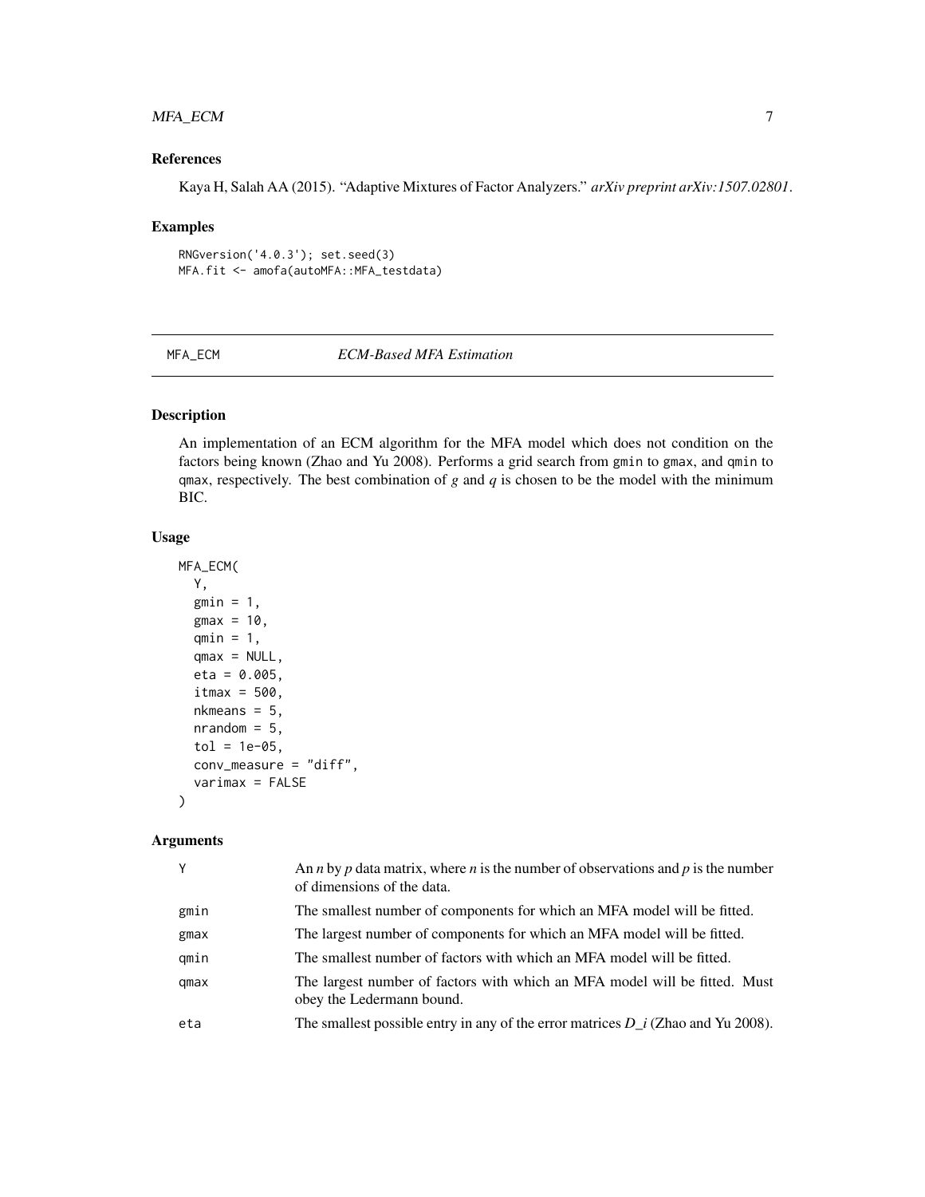### References

Kaya H, Salah AA (2015). "Adaptive Mixtures of Factor Analyzers." *arXiv preprint arXiv:1507.02801*.

### Examples

```
RNGversion('4.0.3'); set.seed(3)
MFA.fit <- amofa(autoMFA::MFA_testdata)
```

## MFA_ECM — *ECM-Based MFA Estimation*

### Description

An implementation of an ECM algorithm for the MFA model which does not condition on the factors being known (Zhao and Yu 2008). Performs a grid search from gmin to gmax, and qmin to qmax, respectively. The best combination of $g$ and $q$ is chosen to be the model with the minimum BIC.

### Usage

```
MFA_ECM(
  Y,
  gmin = 1,
  gmax = 10,
  qmin = 1,
  qmax = NULL,
  eta = 0.005,
  itmax = 500,
  nkmeans = 5,
  nrandom = 5,
  tol = 1e-05,
  conv_measure = "diff",
  varimax = FALSE
)
```

### Arguments

| Argument | Description |
|---|---|
| Y | An $n$ by $p$ data matrix, where $n$ is the number of observations and $p$ is the number of dimensions of the data. |
| gmin | The smallest number of components for which an MFA model will be fitted. |
| gmax | The largest number of components for which an MFA model will be fitted. |
| qmin | The smallest number of factors with which an MFA model will be fitted. |
| qmax | The largest number of factors with which an MFA model will be fitted. Must obey the Ledermann bound. |
| eta | The smallest possible entry in any of the error matrices $D_i$ (Zhao and Yu 2008). |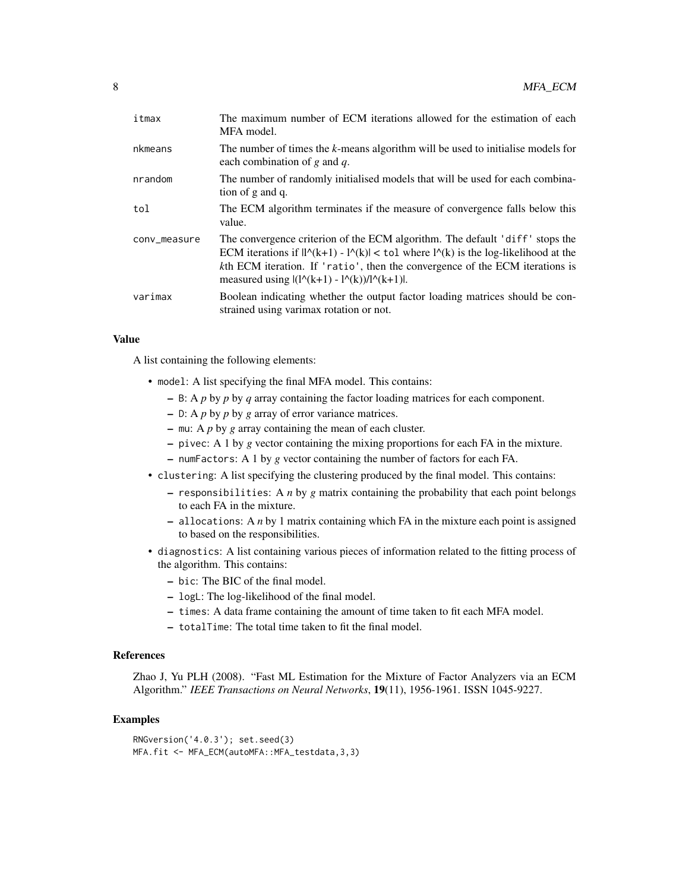| | |
|---|---|
| itmax | The maximum number of ECM iterations allowed for the estimation of each MFA model. |
| nkmeans | The number of times the *k*-means algorithm will be used to initialise models for each combination of *g* and *q*. |
| nrandom | The number of randomly initialised models that will be used for each combination of g and q. |
| tol | The ECM algorithm terminates if the measure of convergence falls below this value. |
| conv_measure | The convergence criterion of the ECM algorithm. The default 'diff' stops the ECM iterations if \|l^(k+1) - l^(k)\| < tol where l^(k) is the log-likelihood at the *k*th ECM iteration. If 'ratio', then the convergence of the ECM iterations is measured using \|(l^(k+1) - l^(k))/l^(k+1)\|. |
| varimax | Boolean indicating whether the output factor loading matrices should be constrained using varimax rotation or not. |

### Value

A list containing the following elements:

- model: A list specifying the final MFA model. This contains:
  - B: A *p* by *p* by *q* array containing the factor loading matrices for each component.
  - D: A *p* by *p* by *g* array of error variance matrices.
  - mu: A *p* by *g* array containing the mean of each cluster.
  - pivec: A 1 by *g* vector containing the mixing proportions for each FA in the mixture.
  - numFactors: A 1 by *g* vector containing the number of factors for each FA.
- clustering: A list specifying the clustering produced by the final model. This contains:
  - responsibilities: A *n* by *g* matrix containing the probability that each point belongs to each FA in the mixture.
  - allocations: A *n* by 1 matrix containing which FA in the mixture each point is assigned to based on the responsibilities.
- diagnostics: A list containing various pieces of information related to the fitting process of the algorithm. This contains:
  - bic: The BIC of the final model.
  - logL: The log-likelihood of the final model.
  - times: A data frame containing the amount of time taken to fit each MFA model.
  - totalTime: The total time taken to fit the final model.

### References

Zhao J, Yu PLH (2008). "Fast ML Estimation for the Mixture of Factor Analyzers via an ECM Algorithm." *IEEE Transactions on Neural Networks*, **19**(11), 1956-1961. ISSN 1045-9227.

### Examples

```
RNGversion('4.0.3'); set.seed(3)
MFA.fit <- MFA_ECM(autoMFA::MFA_testdata,3,3)
```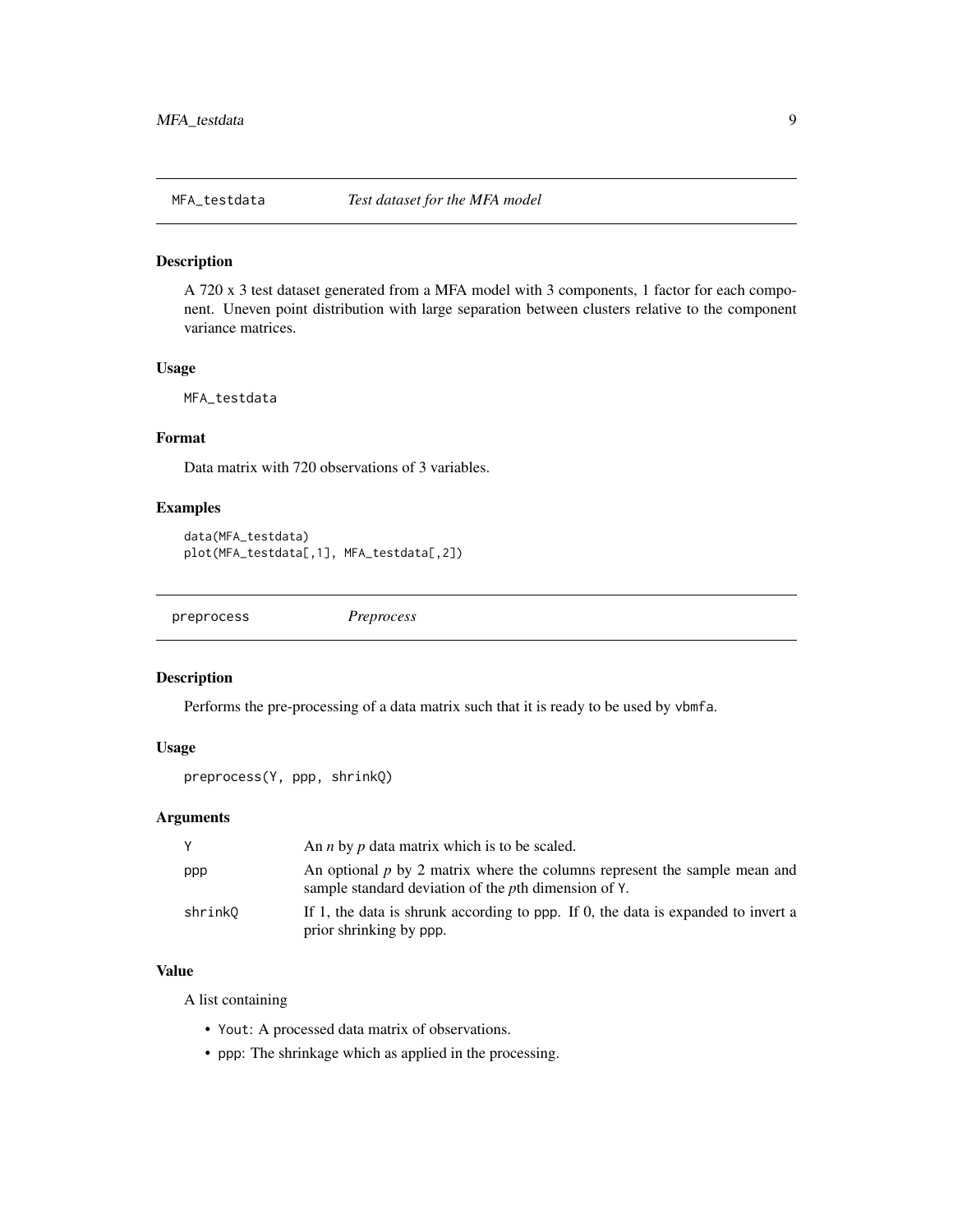## MFA_testdata *Test dataset for the MFA model*

### Description

A 720 x 3 test dataset generated from a MFA model with 3 components, 1 factor for each component. Uneven point distribution with large separation between clusters relative to the component variance matrices.

### Usage

```
MFA_testdata
```

### Format

Data matrix with 720 observations of 3 variables.

### Examples

```
data(MFA_testdata)
plot(MFA_testdata[,1], MFA_testdata[,2])
```

## preprocess *Preprocess*

### Description

Performs the pre-processing of a data matrix such that it is ready to be used by vbmfa.

### Usage

```
preprocess(Y, ppp, shrinkQ)
```

### Arguments

| | |
|---|---|
| Y | An $n$ by $p$ data matrix which is to be scaled. |
| ppp | An optional $p$ by 2 matrix where the columns represent the sample mean and sample standard deviation of the $p$th dimension of Y. |
| shrinkQ | If 1, the data is shrunk according to ppp. If 0, the data is expanded to invert a prior shrinking by ppp. |

### Value

A list containing

- Yout: A processed data matrix of observations.
- ppp: The shrinkage which as applied in the processing.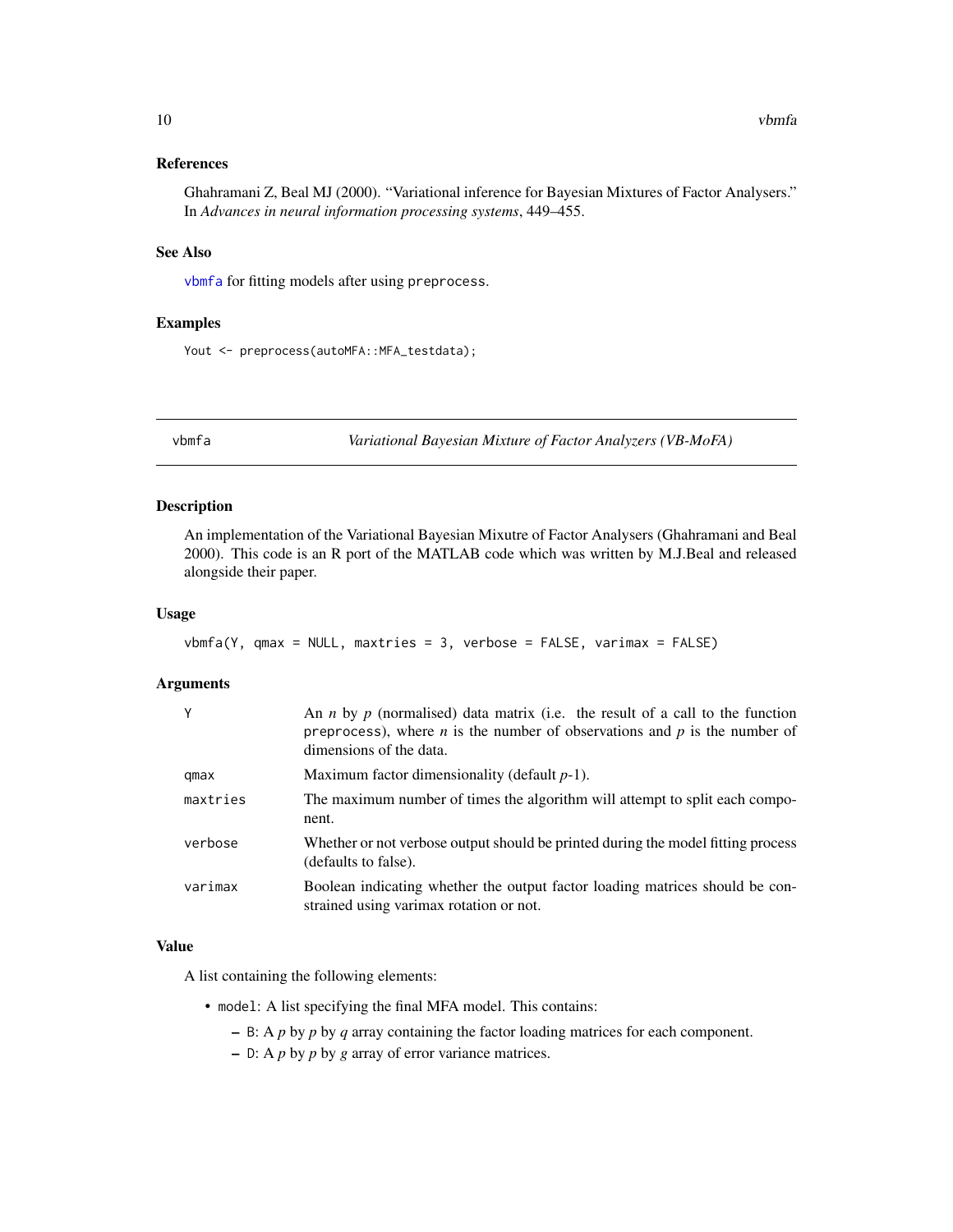### References

Ghahramani Z, Beal MJ (2000). "Variational inference for Bayesian Mixtures of Factor Analysers." In *Advances in neural information processing systems*, 449–455.

### See Also

`vbmfa` for fitting models after using `preprocess`.

### Examples

```
Yout <- preprocess(autoMFA::MFA_testdata);
```

---

## vbmfa — *Variational Bayesian Mixture of Factor Analyzers (VB-MoFA)*

### Description

An implementation of the Variational Bayesian Mixutre of Factor Analysers (Ghahramani and Beal 2000). This code is an R port of the MATLAB code which was written by M.J.Beal and released alongside their paper.

### Usage

```
vbmfa(Y, qmax = NULL, maxtries = 3, verbose = FALSE, varimax = FALSE)
```

### Arguments

| | |
|---|---|
| `Y` | An $n$ by $p$ (normalised) data matrix (i.e. the result of a call to the function `preprocess`), where $n$ is the number of observations and $p$ is the number of dimensions of the data. |
| `qmax` | Maximum factor dimensionality (default $p$-1). |
| `maxtries` | The maximum number of times the algorithm will attempt to split each component. |
| `verbose` | Whether or not verbose output should be printed during the model fitting process (defaults to false). |
| `varimax` | Boolean indicating whether the output factor loading matrices should be constrained using varimax rotation or not. |

### Value

A list containing the following elements:

- `model`: A list specifying the final MFA model. This contains:
  - `B`: A $p$ by $p$ by $q$ array containing the factor loading matrices for each component.
  - `D`: A $p$ by $p$ by $g$ array of error variance matrices.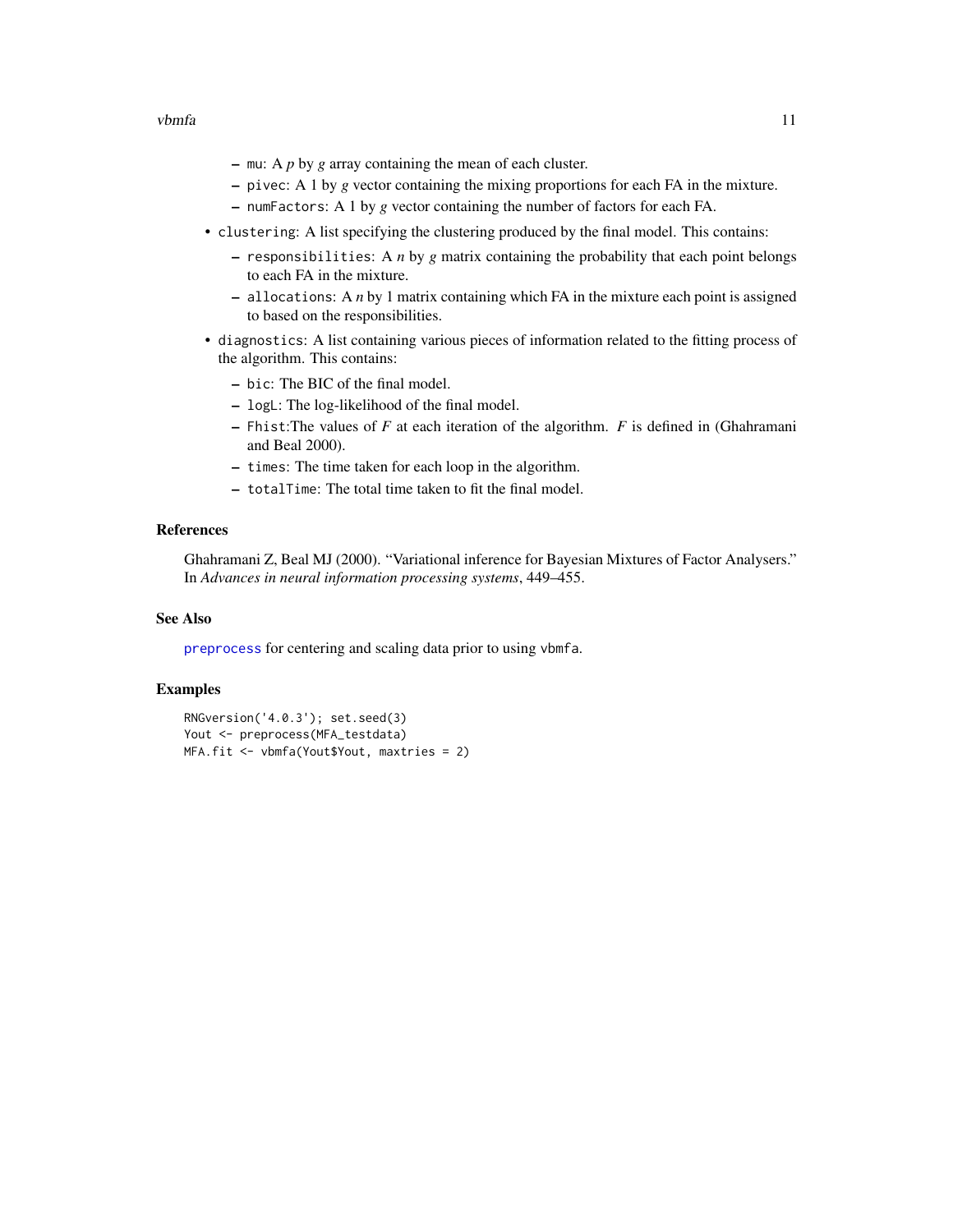- `mu`: A $p$ by $g$ array containing the mean of each cluster.
  - `pivec`: A 1 by $g$ vector containing the mixing proportions for each FA in the mixture.
  - `numFactors`: A 1 by $g$ vector containing the number of factors for each FA.
- `clustering`: A list specifying the clustering produced by the final model. This contains:
  - `responsibilities`: A $n$ by $g$ matrix containing the probability that each point belongs to each FA in the mixture.
  - `allocations`: A $n$ by 1 matrix containing which FA in the mixture each point is assigned to based on the responsibilities.
- `diagnostics`: A list containing various pieces of information related to the fitting process of the algorithm. This contains:
  - `bic`: The BIC of the final model.
  - `logL`: The log-likelihood of the final model.
  - `Fhist`:The values of $F$ at each iteration of the algorithm. $F$ is defined in (Ghahramani and Beal 2000).
  - `times`: The time taken for each loop in the algorithm.
  - `totalTime`: The total time taken to fit the final model.

## References

Ghahramani Z, Beal MJ (2000). "Variational inference for Bayesian Mixtures of Factor Analysers." In *Advances in neural information processing systems*, 449–455.

## See Also

`preprocess` for centering and scaling data prior to using `vbmfa`.

## Examples

```
RNGversion('4.0.3'); set.seed(3)
Yout <- preprocess(MFA_testdata)
MFA.fit <- vbmfa(Yout$Yout, maxtries = 2)
```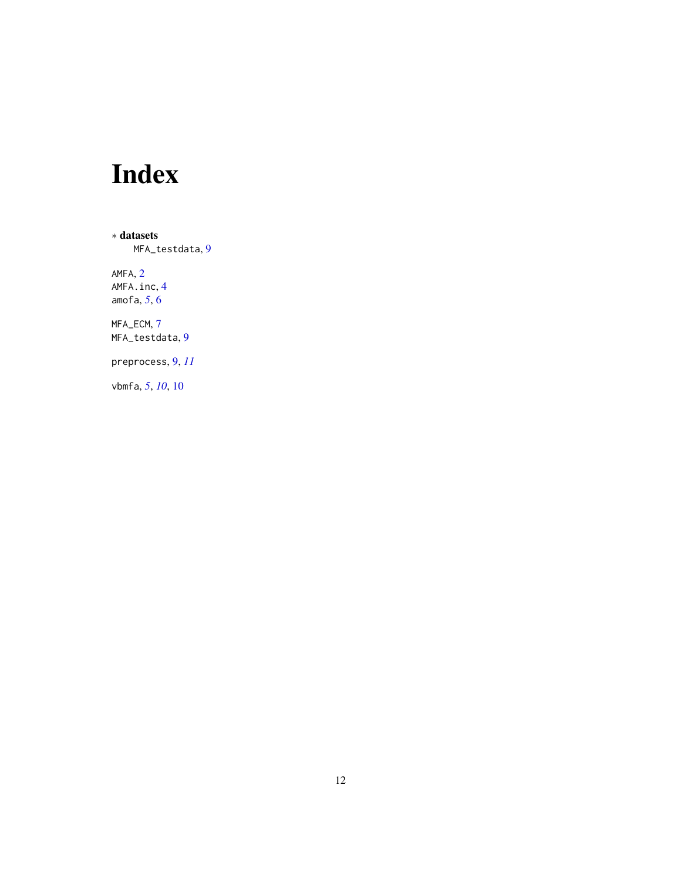# Index

∗ **datasets**
    MFA_testdata, 9

AMFA, 2
AMFA.inc, 4
amofa, *5*, 6

MFA_ECM, 7
MFA_testdata, 9

preprocess, 9, *11*

vbmfa, *5*, *10*, 10